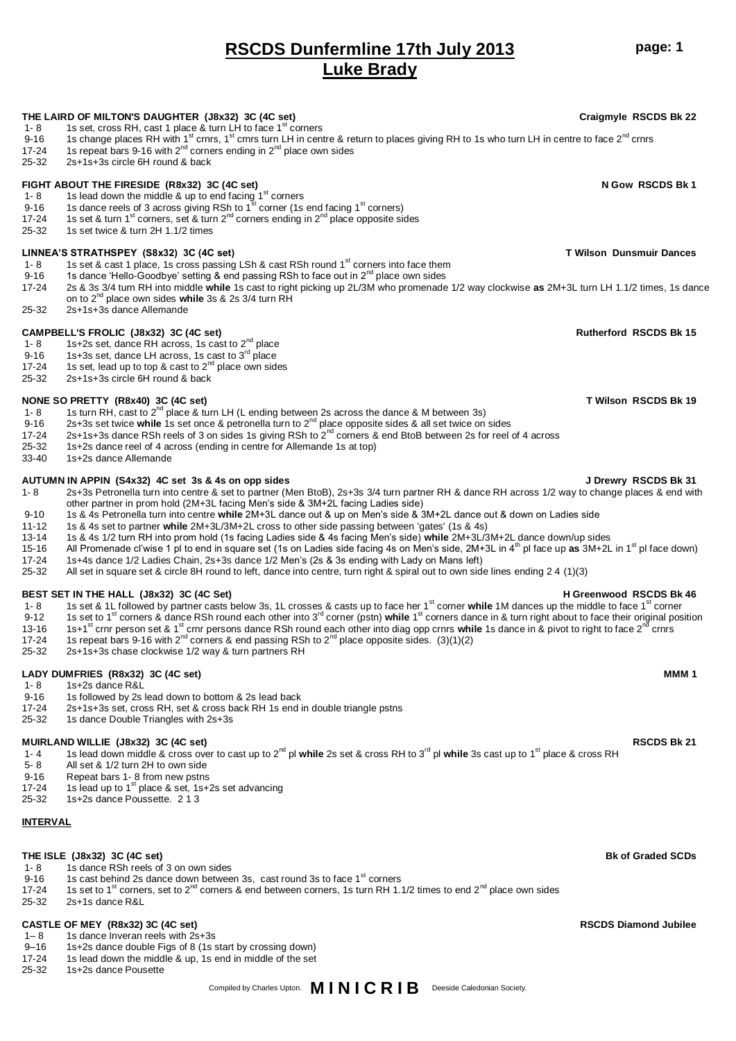# RSCDS Dunfermline 17th July 2013
## Luke Brady

**THE LAIRD OF MILTON'S DAUGHTER (J8x32) 3C (4C set)** — **Craigmyle RSCDS Bk 22**

- 1- 8 1s set, cross RH, cast 1 place & turn LH to face 1st corners
- 9-16 1s change places RH with 1st crnrs, 1st crnrs turn LH in centre & return to places giving RH to 1s who turn LH in centre to face 2nd crnrs
- 17-24 1s repeat bars 9-16 with 2nd corners ending in 2nd place own sides
- 25-32 2s+1s+3s circle 6H round & back

**FIGHT ABOUT THE FIRESIDE (R8x32) 3C (4C set)** — **N Gow RSCDS Bk 1**

- 1- 8 1s lead down the middle & up to end facing 1st corners
- 9-16 1s dance reels of 3 across giving RSh to 1st corner (1s end facing 1st corners)
- 17-24 1s set & turn 1st corners, set & turn 2nd corners ending in 2nd place opposite sides
- 25-32 1s set twice & turn 2H 1.1/2 times

**LINNEA'S STRATHSPEY (S8x32) 3C (4C set)** — **T Wilson Dunsmuir Dances**

- 1- 8 1s set & cast 1 place, 1s cross passing LSh & cast RSh round 1st corners into face them
- 9-16 1s dance 'Hello-Goodbye' setting & end passing RSh to face out in 2nd place own sides
- 17-24 2s & 3s 3/4 turn RH into middle **while** 1s cast to right picking up 2L/3M who promenade 1/2 way clockwise **as** 2M+3L turn LH 1.1/2 times, 1s dance on to 2nd place own sides **while** 3s & 2s 3/4 turn RH
- 25-32 2s+1s+3s dance Allemande

**CAMPBELL'S FROLIC (J8x32) 3C (4C set)** — **Rutherford RSCDS Bk 15**

- 1- 8 1s+2s set, dance RH across, 1s cast to 2nd place
- 9-16 1s+3s set, dance LH across, 1s cast to 3rd place
- 17-24 1s set, lead up to top & cast to 2nd place own sides
- 25-32 2s+1s+3s circle 6H round & back

**NONE SO PRETTY (R8x40) 3C (4C set)** — **T Wilson RSCDS Bk 19**

- 1- 8 1s turn RH, cast to 2nd place & turn LH (L ending between 2s across the dance & M between 3s)
- 9-16 2s+3s set twice **while** 1s set once & petronella turn to 2nd place opposite sides & all set twice on sides
- 17-24 2s+1s+3s dance RSh reels of 3 on sides 1s giving RSh to 2nd corners & end BtoB between 2s for reel of 4 across
- 25-32 1s+2s dance reel of 4 across (ending in centre for Allemande 1s at top)
- 33-40 1s+2s dance Allemande

**AUTUMN IN APPIN (S4x32) 4C set 3s & 4s on opp sides** — **J Drewry RSCDS Bk 31**

- 1- 8 2s+3s Petronella turn into centre & set to partner (Men BtoB), 2s+3s 3/4 turn partner RH & dance RH across 1/2 way to change places & end with other partner in prom hold (2M+3L facing Men's side & 3M+2L facing Ladies side)
- 9-10 1s & 4s Petronella turn into centre **while** 2M+3L dance out & up on Men's side & 3M+2L dance out & down on Ladies side
- 11-12 1s & 4s set to partner **while** 2M+3L/3M+2L cross to other side passing between 'gates' (1s & 4s)
- 13-14 1s & 4s 1/2 turn RH into prom hold (1s facing Ladies side & 4s facing Men's side) **while** 2M+3L/3M+2L dance down/up sides
- 15-16 All Promenade cl'wise 1 pl to end in square set (1s on Ladies side facing 4s on Men's side, 2M+3L in 4th pl face up **as** 3M+2L in 1st pl face down)
- 17-24 1s+4s dance 1/2 Ladies Chain, 2s+3s dance 1/2 Men's (2s & 3s ending with Lady on Mans left)
- 25-32 All set in square set & circle 8H round to left, dance into centre, turn right & spiral out to own side lines ending 2 4 (1)(3)

**BEST SET IN THE HALL (J8x32) 3C (4C Set)** — **H Greenwood RSCDS Bk 46**

- 1- 8 1s set & 1L followed by partner casts below 3s, 1L crosses & casts up to face her 1st corner **while** 1M dances up the middle to face 1st corner
- 9-12 1s set to 1st corners & dance RSh round each other into 3rd corner (pstn) **while** 1st corners dance in & turn right about to face their original position
- 13-16 1s+1st crnr person set & 1st crnr persons dance RSh round each other into diag opp crnrs **while** 1s dance in & pivot to right to face 2nd crnrs
- 17-24 1s repeat bars 9-16 with 2nd corners & end passing RSh to 2nd place opposite sides. (3)(1)(2)
- 25-32 2s+1s+3s chase clockwise 1/2 way & turn partners RH

**LADY DUMFRIES (R8x32) 3C (4C set)** — **MMM 1**

- 1- 8 1s+2s dance R&L
- 9-16 1s followed by 2s lead down to bottom & 2s lead back
- 17-24 2s+1s+3s set, cross RH, set & cross back RH 1s end in double triangle pstns
- 25-32 1s dance Double Triangles with 2s+3s

**MUIRLAND WILLIE (J8x32) 3C (4C set)** — **RSCDS Bk 21**

- 1- 4 1s lead down middle & cross over to cast up to 2nd pl **while** 2s set & cross RH to 3rd pl **while** 3s cast up to 1st place & cross RH
- 5- 8 All set & 1/2 turn 2H to own side
- 9-16 Repeat bars 1- 8 from new pstns
- 17-24 1s lead up to 1st place & set, 1s+2s set advancing
- 25-32 1s+2s dance Poussette. 2 1 3

**INTERVAL**

**THE ISLE (J8x32) 3C (4C set)** — **Bk of Graded SCDs**

- 1- 8 1s dance RSh reels of 3 on own sides
- 9-16 1s cast behind 2s dance down between 3s, cast round 3s to face 1st corners
- 17-24 1s set to 1st corners, set to 2nd corners & end between corners, 1s turn RH 1.1/2 times to end 2nd place own sides
- 25-32 2s+1s dance R&L

**CASTLE OF MEY (R8x32) 3C (4C set)** — **RSCDS Diamond Jubilee**

- 1– 8 1s dance Inveran reels with 2s+3s
- 9–16 1s+2s dance double Figs of 8 (1s start by crossing down)
- 17-24 1s lead down the middle & up, 1s end in middle of the set
- 25-32 1s+2s dance Pousette

Compiled by Charles Upton. **MINICRIB** Deeside Caledonian Society.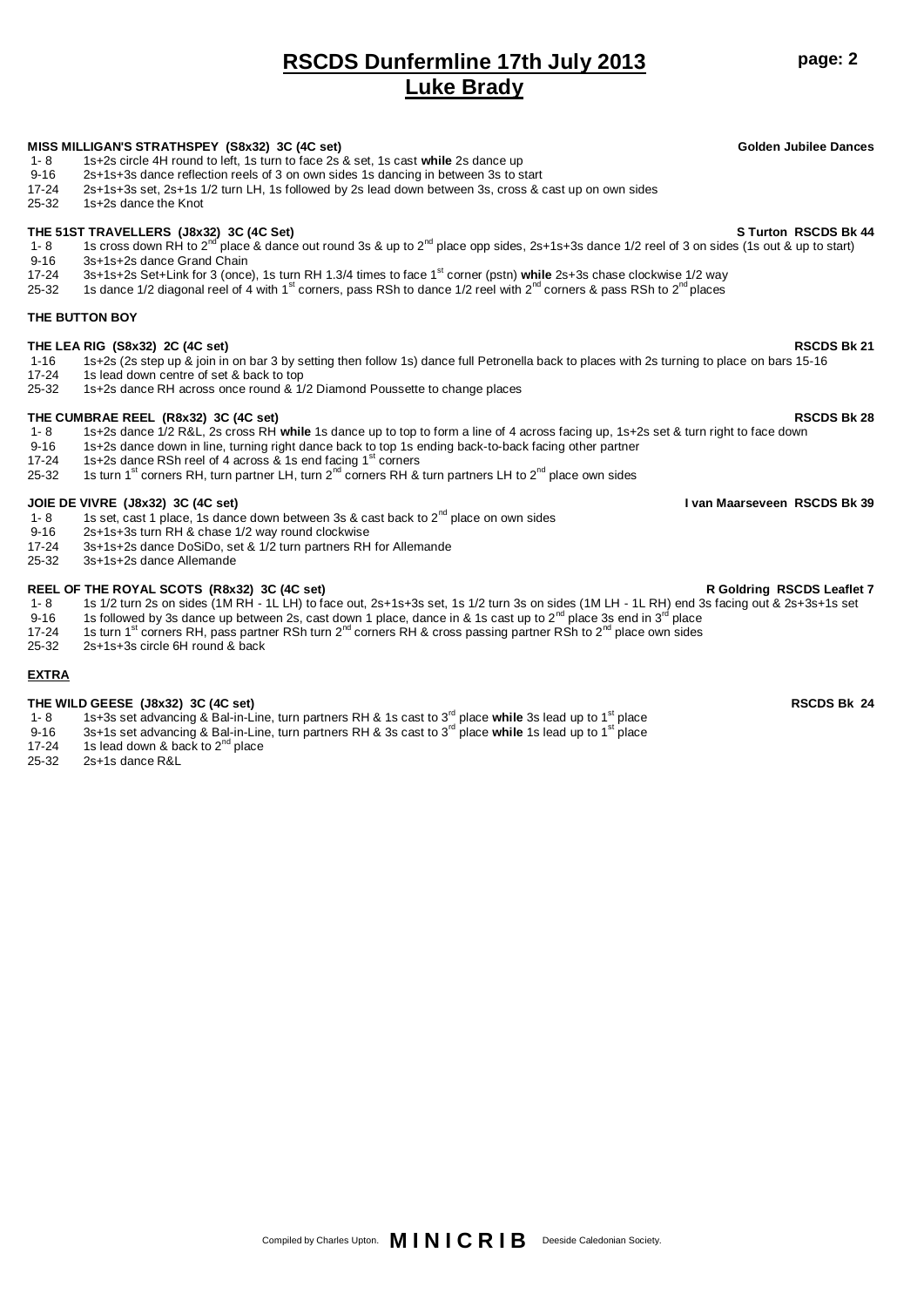# RSCDS Dunfermline 17th July 2013
## Luke Brady

**MISS MILLIGAN'S STRATHSPEY (S8x32) 3C (4C set)** **Golden Jubilee Dances**

| | |
|---|---|
| 1- 8 | 1s+2s circle 4H round to left, 1s turn to face 2s & set, 1s cast **while** 2s dance up |
| 9-16 | 2s+1s+3s dance reflection reels of 3 on own sides 1s dancing in between 3s to start |
| 17-24 | 2s+1s+3s set, 2s+1s 1/2 turn LH, 1s followed by 2s lead down between 3s, cross & cast up on own sides |
| 25-32 | 1s+2s dance the Knot |

**THE 51ST TRAVELLERS (J8x32) 3C (4C Set)** **S Turton RSCDS Bk 44**

| | |
|---|---|
| 1- 8 | 1s cross down RH to 2nd place & dance out round 3s & up to 2nd place opp sides, 2s+1s+3s dance 1/2 reel of 3 on sides (1s out & up to start) |
| 9-16 | 3s+1s+2s dance Grand Chain |
| 17-24 | 3s+1s+2s Set+Link for 3 (once), 1s turn RH 1.3/4 times to face 1st corner (pstn) **while** 2s+3s chase clockwise 1/2 way |
| 25-32 | 1s dance 1/2 diagonal reel of 4 with 1st corners, pass RSh to dance 1/2 reel with 2nd corners & pass RSh to 2nd places |

**THE BUTTON BOY**

**THE LEA RIG (S8x32) 2C (4C set)** **RSCDS Bk 21**

| | |
|---|---|
| 1-16 | 1s+2s (2s step up & join in on bar 3 by setting then follow 1s) dance full Petronella back to places with 2s turning to place on bars 15-16 |
| 17-24 | 1s lead down centre of set & back to top |
| 25-32 | 1s+2s dance RH across once round & 1/2 Diamond Poussette to change places |

**THE CUMBRAE REEL (R8x32) 3C (4C set)** **RSCDS Bk 28**

| | |
|---|---|
| 1- 8 | 1s+2s dance 1/2 R&L, 2s cross RH **while** 1s dance up to top to form a line of 4 across facing up, 1s+2s set & turn right to face down |
| 9-16 | 1s+2s dance down in line, turning right dance back to top 1s ending back-to-back facing other partner |
| 17-24 | 1s+2s dance RSh reel of 4 across & 1s end facing 1st corners |
| 25-32 | 1s turn 1st corners RH, turn partner LH, turn 2nd corners RH & turn partners LH to 2nd place own sides |

**JOIE DE VIVRE (J8x32) 3C (4C set)** **I van Maarseveen RSCDS Bk 39**

| | |
|---|---|
| 1- 8 | 1s set, cast 1 place, 1s dance down between 3s & cast back to 2nd place on own sides |
| 9-16 | 2s+1s+3s turn RH & chase 1/2 way round clockwise |
| 17-24 | 3s+1s+2s dance DoSiDo, set & 1/2 turn partners RH for Allemande |
| 25-32 | 3s+1s+2s dance Allemande |

**REEL OF THE ROYAL SCOTS (R8x32) 3C (4C set)** **R Goldring RSCDS Leaflet 7**

| | |
|---|---|
| 1- 8 | 1s 1/2 turn 2s on sides (1M RH - 1L LH) to face out, 2s+1s+3s set, 1s 1/2 turn 3s on sides (1M LH - 1L RH) end 3s facing out & 2s+3s+1s set |
| 9-16 | 1s followed by 3s dance up between 2s, cast down 1 place, dance in & 1s cast up to 2nd place 3s end in 3rd place |
| 17-24 | 1s turn 1st corners RH, pass partner RSh turn 2nd corners RH & cross passing partner RSh to 2nd place own sides |
| 25-32 | 2s+1s+3s circle 6H round & back |

**EXTRA**

**THE WILD GEESE (J8x32) 3C (4C set)** **RSCDS Bk 24**

| | |
|---|---|
| 1- 8 | 1s+3s set advancing & Bal-in-Line, turn partners RH & 1s cast to 3rd place **while** 3s lead up to 1st place |
| 9-16 | 3s+1s set advancing & Bal-in-Line, turn partners RH & 3s cast to 3rd place **while** 1s lead up to 1st place |
| 17-24 | 1s lead down & back to 2nd place |
| 25-32 | 2s+1s dance R&L |

Compiled by Charles Upton. **MINICRIB** Deeside Caledonian Society.